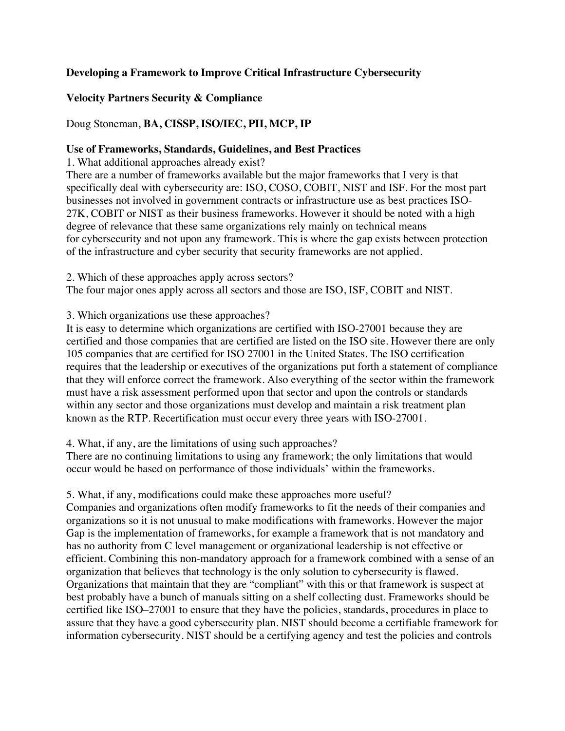**Developing a Framework to Improve Critical Infrastructure Cybersecurity**

**Velocity Partners Security & Compliance**

Doug Stoneman, **BA, CISSP, ISO/IEC, PII, MCP, IP**

**Use of Frameworks, Standards, Guidelines, and Best Practices**

1. What additional approaches already exist?

There are a number of frameworks available but the major frameworks that I very is that specifically deal with cybersecurity are: ISO, COSO, COBIT, NIST and ISF. For the most part businesses not involved in government contracts or infrastructure use as best practices ISO-27K, COBIT or NIST as their business frameworks. However it should be noted with a high degree of relevance that these same organizations rely mainly on technical means for cybersecurity and not upon any framework. This is where the gap exists between protection of the infrastructure and cyber security that security frameworks are not applied.

2. Which of these approaches apply across sectors?

The four major ones apply across all sectors and those are ISO, ISF, COBIT and NIST.

3. Which organizations use these approaches?

It is easy to determine which organizations are certified with ISO-27001 because they are certified and those companies that are certified are listed on the ISO site. However there are only 105 companies that are certified for ISO 27001 in the United States. The ISO certification requires that the leadership or executives of the organizations put forth a statement of compliance that they will enforce correct the framework. Also everything of the sector within the framework must have a risk assessment performed upon that sector and upon the controls or standards within any sector and those organizations must develop and maintain a risk treatment plan known as the RTP. Recertification must occur every three years with ISO-27001.

4. What, if any, are the limitations of using such approaches?

There are no continuing limitations to using any framework; the only limitations that would occur would be based on performance of those individuals' within the frameworks.

5. What, if any, modifications could make these approaches more useful?

Companies and organizations often modify frameworks to fit the needs of their companies and organizations so it is not unusual to make modifications with frameworks. However the major Gap is the implementation of frameworks, for example a framework that is not mandatory and has no authority from C level management or organizational leadership is not effective or efficient. Combining this non-mandatory approach for a framework combined with a sense of an organization that believes that technology is the only solution to cybersecurity is flawed. Organizations that maintain that they are "compliant" with this or that framework is suspect at best probably have a bunch of manuals sitting on a shelf collecting dust. Frameworks should be certified like ISO–27001 to ensure that they have the policies, standards, procedures in place to assure that they have a good cybersecurity plan. NIST should become a certifiable framework for information cybersecurity. NIST should be a certifying agency and test the policies and controls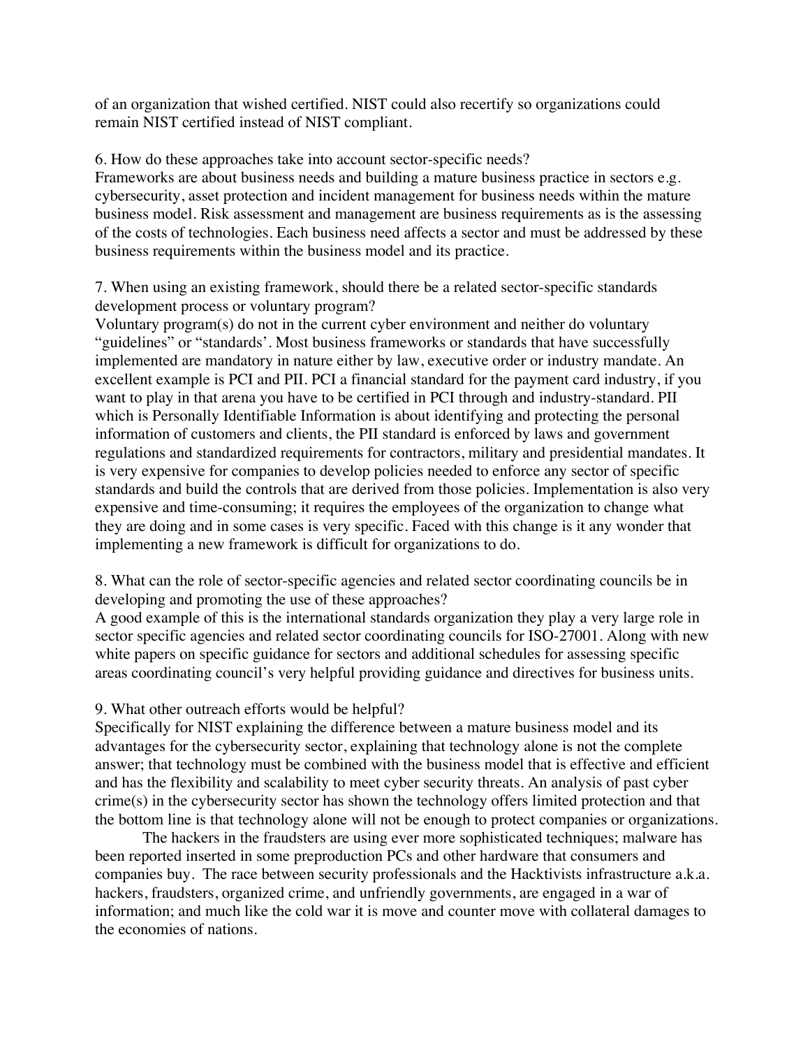of an organization that wished certified. NIST could also recertify so organizations could remain NIST certified instead of NIST compliant.

6. How do these approaches take into account sector-specific needs?
Frameworks are about business needs and building a mature business practice in sectors e.g. cybersecurity, asset protection and incident management for business needs within the mature business model. Risk assessment and management are business requirements as is the assessing of the costs of technologies. Each business need affects a sector and must be addressed by these business requirements within the business model and its practice.

7. When using an existing framework, should there be a related sector-specific standards development process or voluntary program?
Voluntary program(s) do not in the current cyber environment and neither do voluntary "guidelines" or "standards'. Most business frameworks or standards that have successfully implemented are mandatory in nature either by law, executive order or industry mandate. An excellent example is PCI and PII. PCI a financial standard for the payment card industry, if you want to play in that arena you have to be certified in PCI through and industry-standard. PII which is Personally Identifiable Information is about identifying and protecting the personal information of customers and clients, the PII standard is enforced by laws and government regulations and standardized requirements for contractors, military and presidential mandates. It is very expensive for companies to develop policies needed to enforce any sector of specific standards and build the controls that are derived from those policies. Implementation is also very expensive and time-consuming; it requires the employees of the organization to change what they are doing and in some cases is very specific. Faced with this change is it any wonder that implementing a new framework is difficult for organizations to do.

8. What can the role of sector-specific agencies and related sector coordinating councils be in developing and promoting the use of these approaches?
A good example of this is the international standards organization they play a very large role in sector specific agencies and related sector coordinating councils for ISO-27001. Along with new white papers on specific guidance for sectors and additional schedules for assessing specific areas coordinating council's very helpful providing guidance and directives for business units.

9. What other outreach efforts would be helpful?
Specifically for NIST explaining the difference between a mature business model and its advantages for the cybersecurity sector, explaining that technology alone is not the complete answer; that technology must be combined with the business model that is effective and efficient and has the flexibility and scalability to meet cyber security threats. An analysis of past cyber crime(s) in the cybersecurity sector has shown the technology offers limited protection and that the bottom line is that technology alone will not be enough to protect companies or organizations.

The hackers in the fraudsters are using ever more sophisticated techniques; malware has been reported inserted in some preproduction PCs and other hardware that consumers and companies buy. The race between security professionals and the Hacktivists infrastructure a.k.a. hackers, fraudsters, organized crime, and unfriendly governments, are engaged in a war of information; and much like the cold war it is move and counter move with collateral damages to the economies of nations.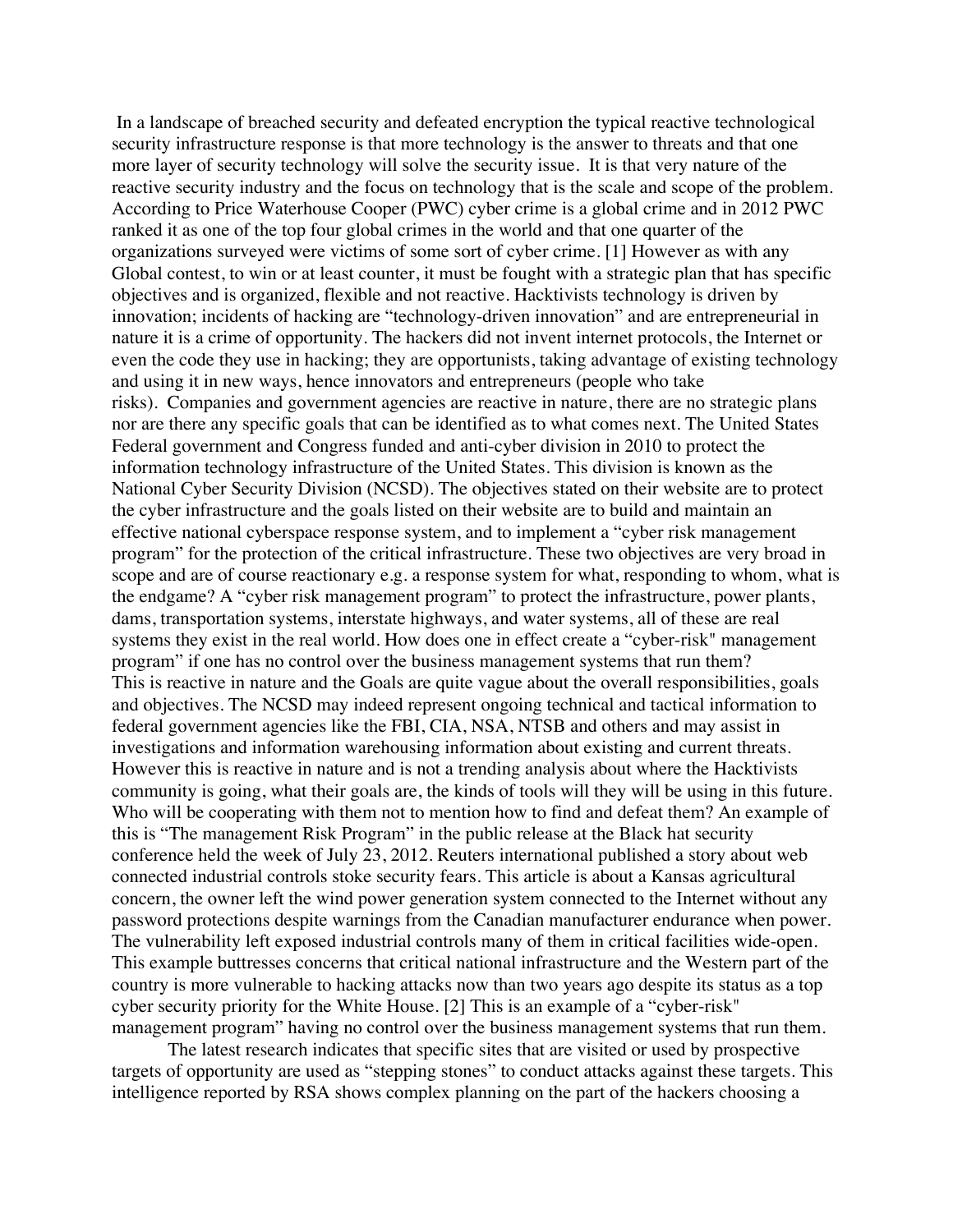In a landscape of breached security and defeated encryption the typical reactive technological security infrastructure response is that more technology is the answer to threats and that one more layer of security technology will solve the security issue. It is that very nature of the reactive security industry and the focus on technology that is the scale and scope of the problem. According to Price Waterhouse Cooper (PWC) cyber crime is a global crime and in 2012 PWC ranked it as one of the top four global crimes in the world and that one quarter of the organizations surveyed were victims of some sort of cyber crime. [1] However as with any Global contest, to win or at least counter, it must be fought with a strategic plan that has specific objectives and is organized, flexible and not reactive. Hacktivists technology is driven by innovation; incidents of hacking are "technology-driven innovation" and are entrepreneurial in nature it is a crime of opportunity. The hackers did not invent internet protocols, the Internet or even the code they use in hacking; they are opportunists, taking advantage of existing technology and using it in new ways, hence innovators and entrepreneurs (people who take risks). Companies and government agencies are reactive in nature, there are no strategic plans nor are there any specific goals that can be identified as to what comes next. The United States Federal government and Congress funded and anti-cyber division in 2010 to protect the information technology infrastructure of the United States. This division is known as the National Cyber Security Division (NCSD). The objectives stated on their website are to protect the cyber infrastructure and the goals listed on their website are to build and maintain an effective national cyberspace response system, and to implement a "cyber risk management program" for the protection of the critical infrastructure. These two objectives are very broad in scope and are of course reactionary e.g. a response system for what, responding to whom, what is the endgame? A "cyber risk management program" to protect the infrastructure, power plants, dams, transportation systems, interstate highways, and water systems, all of these are real systems they exist in the real world. How does one in effect create a "cyber-risk" management program" if one has no control over the business management systems that run them? This is reactive in nature and the Goals are quite vague about the overall responsibilities, goals and objectives. The NCSD may indeed represent ongoing technical and tactical information to federal government agencies like the FBI, CIA, NSA, NTSB and others and may assist in investigations and information warehousing information about existing and current threats. However this is reactive in nature and is not a trending analysis about where the Hacktivists community is going, what their goals are, the kinds of tools will they will be using in this future. Who will be cooperating with them not to mention how to find and defeat them? An example of this is "The management Risk Program" in the public release at the Black hat security conference held the week of July 23, 2012. Reuters international published a story about web connected industrial controls stoke security fears. This article is about a Kansas agricultural concern, the owner left the wind power generation system connected to the Internet without any password protections despite warnings from the Canadian manufacturer endurance when power. The vulnerability left exposed industrial controls many of them in critical facilities wide-open. This example buttresses concerns that critical national infrastructure and the Western part of the country is more vulnerable to hacking attacks now than two years ago despite its status as a top cyber security priority for the White House. [2] This is an example of a "cyber-risk" management program" having no control over the business management systems that run them.

The latest research indicates that specific sites that are visited or used by prospective targets of opportunity are used as "stepping stones" to conduct attacks against these targets. This intelligence reported by RSA shows complex planning on the part of the hackers choosing a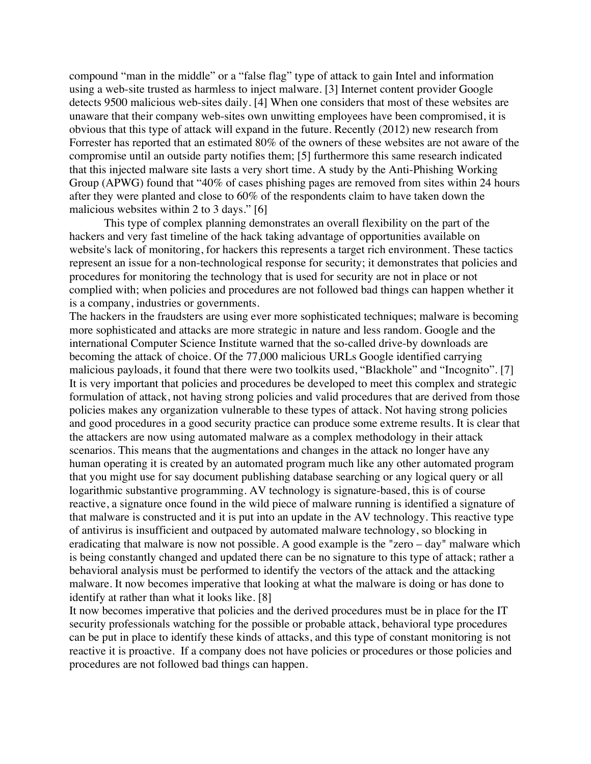compound “man in the middle” or a “false flag” type of attack to gain Intel and information using a web-site trusted as harmless to inject malware. [3] Internet content provider Google detects 9500 malicious web-sites daily. [4] When one considers that most of these websites are unaware that their company web-sites own unwitting employees have been compromised, it is obvious that this type of attack will expand in the future. Recently (2012) new research from Forrester has reported that an estimated 80% of the owners of these websites are not aware of the compromise until an outside party notifies them; [5] furthermore this same research indicated that this injected malware site lasts a very short time. A study by the Anti-Phishing Working Group (APWG) found that “40% of cases phishing pages are removed from sites within 24 hours after they were planted and close to 60% of the respondents claim to have taken down the malicious websites within 2 to 3 days.” [6]

This type of complex planning demonstrates an overall flexibility on the part of the hackers and very fast timeline of the hack taking advantage of opportunities available on website's lack of monitoring, for hackers this represents a target rich environment. These tactics represent an issue for a non-technological response for security; it demonstrates that policies and procedures for monitoring the technology that is used for security are not in place or not complied with; when policies and procedures are not followed bad things can happen whether it is a company, industries or governments.

The hackers in the fraudsters are using ever more sophisticated techniques; malware is becoming more sophisticated and attacks are more strategic in nature and less random. Google and the international Computer Science Institute warned that the so-called drive-by downloads are becoming the attack of choice. Of the 77,000 malicious URLs Google identified carrying malicious payloads, it found that there were two toolkits used, “Blackhole” and “Incognito”. [7] It is very important that policies and procedures be developed to meet this complex and strategic formulation of attack, not having strong policies and valid procedures that are derived from those policies makes any organization vulnerable to these types of attack. Not having strong policies and good procedures in a good security practice can produce some extreme results. It is clear that the attackers are now using automated malware as a complex methodology in their attack scenarios. This means that the augmentations and changes in the attack no longer have any human operating it is created by an automated program much like any other automated program that you might use for say document publishing database searching or any logical query or all logarithmic substantive programming. AV technology is signature-based, this is of course reactive, a signature once found in the wild piece of malware running is identified a signature of that malware is constructed and it is put into an update in the AV technology. This reactive type of antivirus is insufficient and outpaced by automated malware technology, so blocking in eradicating that malware is now not possible. A good example is the "zero – day" malware which is being constantly changed and updated there can be no signature to this type of attack; rather a behavioral analysis must be performed to identify the vectors of the attack and the attacking malware. It now becomes imperative that looking at what the malware is doing or has done to identify at rather than what it looks like. [8]

It now becomes imperative that policies and the derived procedures must be in place for the IT security professionals watching for the possible or probable attack, behavioral type procedures can be put in place to identify these kinds of attacks, and this type of constant monitoring is not reactive it is proactive. If a company does not have policies or procedures or those policies and procedures are not followed bad things can happen.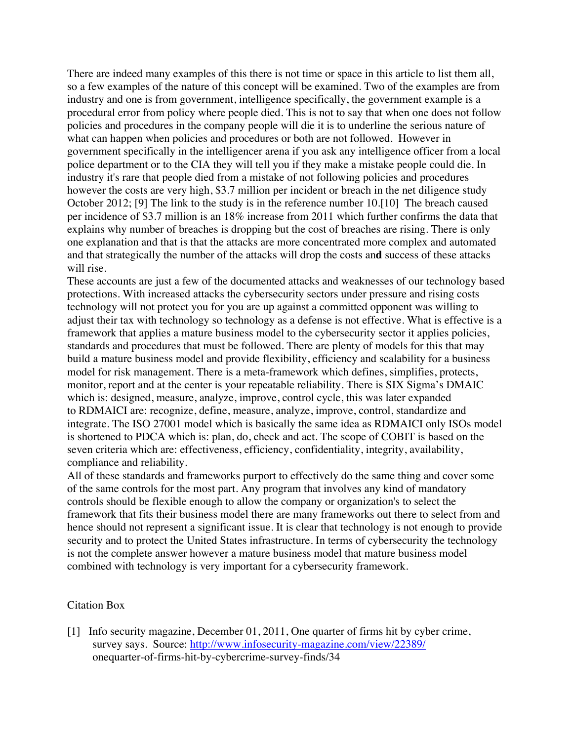There are indeed many examples of this there is not time or space in this article to list them all, so a few examples of the nature of this concept will be examined. Two of the examples are from industry and one is from government, intelligence specifically, the government example is a procedural error from policy where people died. This is not to say that when one does not follow policies and procedures in the company people will die it is to underline the serious nature of what can happen when policies and procedures or both are not followed. However in government specifically in the intelligencer arena if you ask any intelligence officer from a local police department or to the CIA they will tell you if they make a mistake people could die. In industry it's rare that people died from a mistake of not following policies and procedures however the costs are very high, $3.7 million per incident or breach in the net diligence study October 2012; [9] The link to the study is in the reference number 10.[10] The breach caused per incidence of $3.7 million is an 18% increase from 2011 which further confirms the data that explains why number of breaches is dropping but the cost of breaches are rising. There is only one explanation and that is that the attacks are more concentrated more complex and automated and that strategically the number of the attacks will drop the costs an**d** success of these attacks will rise.

These accounts are just a few of the documented attacks and weaknesses of our technology based protections. With increased attacks the cybersecurity sectors under pressure and rising costs technology will not protect you for you are up against a committed opponent was willing to adjust their tax with technology so technology as a defense is not effective. What is effective is a framework that applies a mature business model to the cybersecurity sector it applies policies, standards and procedures that must be followed. There are plenty of models for this that may build a mature business model and provide flexibility, efficiency and scalability for a business model for risk management. There is a meta-framework which defines, simplifies, protects, monitor, report and at the center is your repeatable reliability. There is SIX Sigma's DMAIC which is: designed, measure, analyze, improve, control cycle, this was later expanded to RDMAICI are: recognize, define, measure, analyze, improve, control, standardize and integrate. The ISO 27001 model which is basically the same idea as RDMAICI only ISOs model is shortened to PDCA which is: plan, do, check and act. The scope of COBIT is based on the seven criteria which are: effectiveness, efficiency, confidentiality, integrity, availability, compliance and reliability.

All of these standards and frameworks purport to effectively do the same thing and cover some of the same controls for the most part. Any program that involves any kind of mandatory controls should be flexible enough to allow the company or organization's to select the framework that fits their business model there are many frameworks out there to select from and hence should not represent a significant issue. It is clear that technology is not enough to provide security and to protect the United States infrastructure. In terms of cybersecurity the technology is not the complete answer however a mature business model that mature business model combined with technology is very important for a cybersecurity framework.

Citation Box

[1] Info security magazine, December 01, 2011, One quarter of firms hit by cyber crime, survey says. Source: http://www.infosecurity-magazine.com/view/22389/onequarter-of-firms-hit-by-cybercrime-survey-finds/34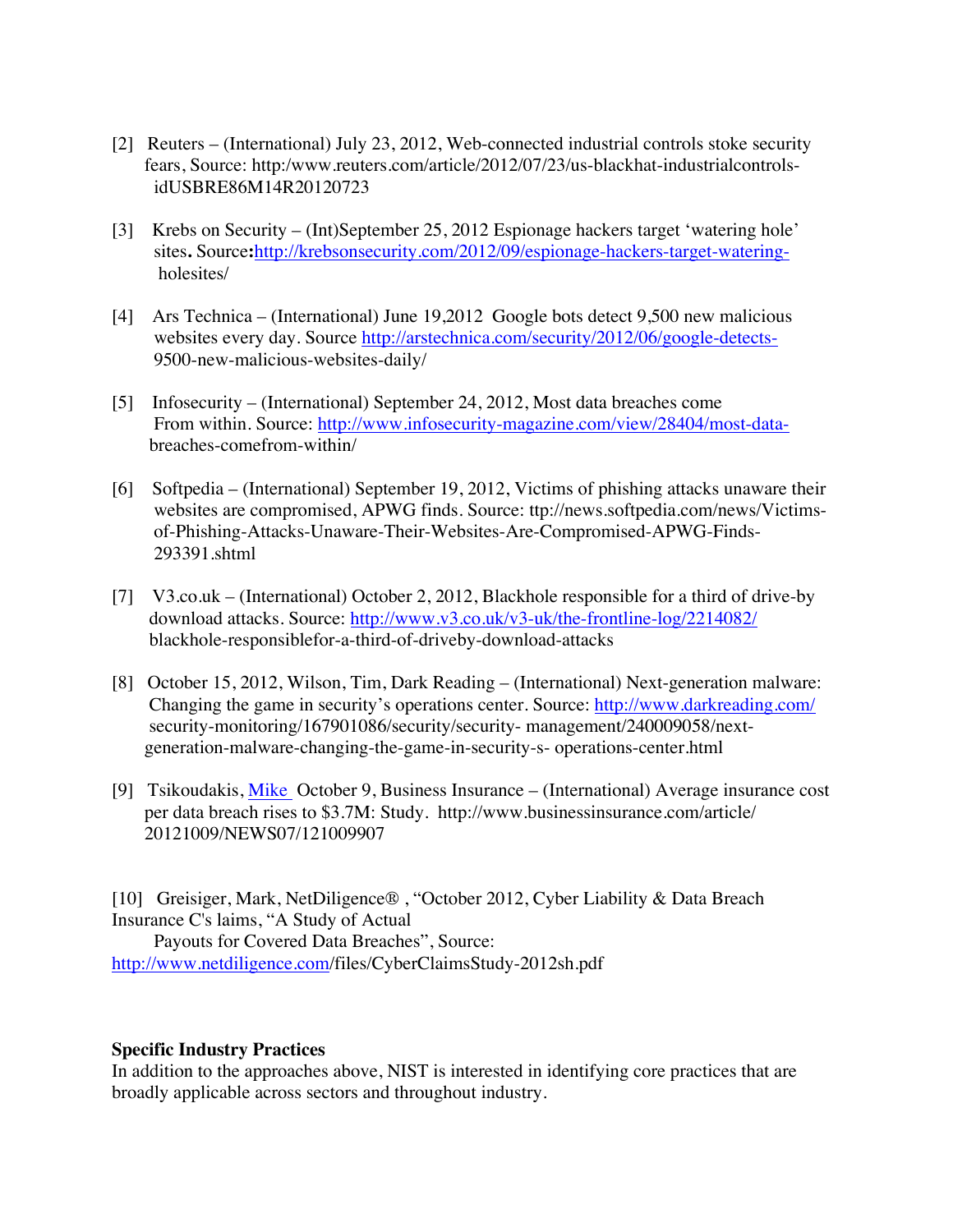[2] Reuters – (International) July 23, 2012, Web-connected industrial controls stoke security fears, Source: http:/www.reuters.com/article/2012/07/23/us-blackhat-industrialcontrols-idUSBRE86M14R20120723

[3] Krebs on Security – (Int)September 25, 2012 Espionage hackers target 'watering hole' sites. Source:http://krebsonsecurity.com/2012/09/espionage-hackers-target-watering-holesites/

[4] Ars Technica – (International) June 19,2012 Google bots detect 9,500 new malicious websites every day. Source http://arstechnica.com/security/2012/06/google-detects-9500-new-malicious-websites-daily/

[5] Infosecurity – (International) September 24, 2012, Most data breaches come From within. Source: http://www.infosecurity-magazine.com/view/28404/most-data-breaches-comefrom-within/

[6] Softpedia – (International) September 19, 2012, Victims of phishing attacks unaware their websites are compromised, APWG finds. Source: ttp://news.softpedia.com/news/Victims-of-Phishing-Attacks-Unaware-Their-Websites-Are-Compromised-APWG-Finds-293391.shtml

[7] V3.co.uk – (International) October 2, 2012, Blackhole responsible for a third of drive-by download attacks. Source: http://www.v3.co.uk/v3-uk/the-frontline-log/2214082/ blackhole-responsiblefor-a-third-of-driveby-download-attacks

[8] October 15, 2012, Wilson, Tim, Dark Reading – (International) Next-generation malware: Changing the game in security's operations center. Source: http://www.darkreading.com/ security-monitoring/167901086/security/security- management/240009058/next-generation-malware-changing-the-game-in-security-s- operations-center.html

[9] Tsikoudakis, Mike October 9, Business Insurance – (International) Average insurance cost per data breach rises to $3.7M: Study. http://www.businessinsurance.com/article/ 20121009/NEWS07/121009907

[10] Greisiger, Mark, NetDiligence® , "October 2012, Cyber Liability & Data Breach Insurance C's laims, "A Study of Actual Payouts for Covered Data Breaches", Source: http://www.netdiligence.com/files/CyberClaimsStudy-2012sh.pdf

**Specific Industry Practices**

In addition to the approaches above, NIST is interested in identifying core practices that are broadly applicable across sectors and throughout industry.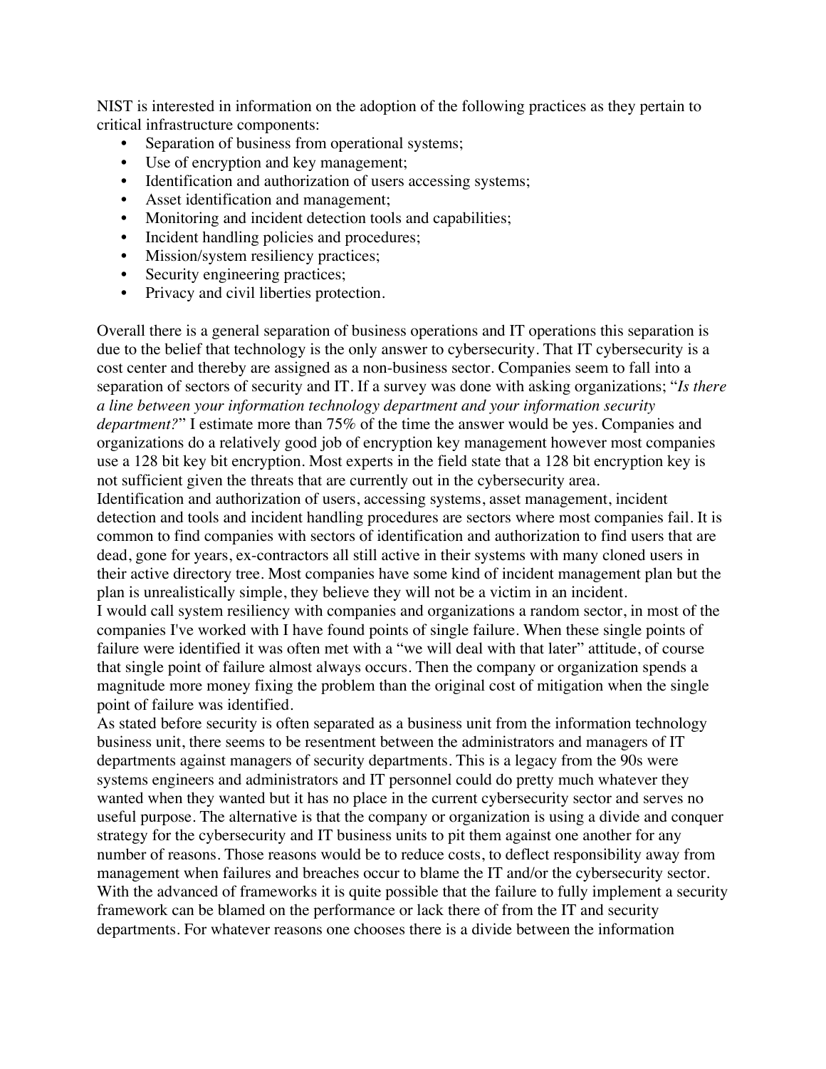NIST is interested in information on the adoption of the following practices as they pertain to critical infrastructure components:

- Separation of business from operational systems;
- Use of encryption and key management;
- Identification and authorization of users accessing systems;
- Asset identification and management;
- Monitoring and incident detection tools and capabilities;
- Incident handling policies and procedures;
- Mission/system resiliency practices;
- Security engineering practices;
- Privacy and civil liberties protection.

Overall there is a general separation of business operations and IT operations this separation is due to the belief that technology is the only answer to cybersecurity. That IT cybersecurity is a cost center and thereby are assigned as a non-business sector. Companies seem to fall into a separation of sectors of security and IT. If a survey was done with asking organizations; "*Is there a line between your information technology department and your information security department?*" I estimate more than 75% of the time the answer would be yes. Companies and organizations do a relatively good job of encryption key management however most companies use a 128 bit key bit encryption. Most experts in the field state that a 128 bit encryption key is not sufficient given the threats that are currently out in the cybersecurity area.

Identification and authorization of users, accessing systems, asset management, incident detection and tools and incident handling procedures are sectors where most companies fail. It is common to find companies with sectors of identification and authorization to find users that are dead, gone for years, ex-contractors all still active in their systems with many cloned users in their active directory tree. Most companies have some kind of incident management plan but the plan is unrealistically simple, they believe they will not be a victim in an incident.

I would call system resiliency with companies and organizations a random sector, in most of the companies I've worked with I have found points of single failure. When these single points of failure were identified it was often met with a "we will deal with that later" attitude, of course that single point of failure almost always occurs. Then the company or organization spends a magnitude more money fixing the problem than the original cost of mitigation when the single point of failure was identified.

As stated before security is often separated as a business unit from the information technology business unit, there seems to be resentment between the administrators and managers of IT departments against managers of security departments. This is a legacy from the 90s were systems engineers and administrators and IT personnel could do pretty much whatever they wanted when they wanted but it has no place in the current cybersecurity sector and serves no useful purpose. The alternative is that the company or organization is using a divide and conquer strategy for the cybersecurity and IT business units to pit them against one another for any number of reasons. Those reasons would be to reduce costs, to deflect responsibility away from management when failures and breaches occur to blame the IT and/or the cybersecurity sector. With the advanced of frameworks it is quite possible that the failure to fully implement a security framework can be blamed on the performance or lack there of from the IT and security departments. For whatever reasons one chooses there is a divide between the information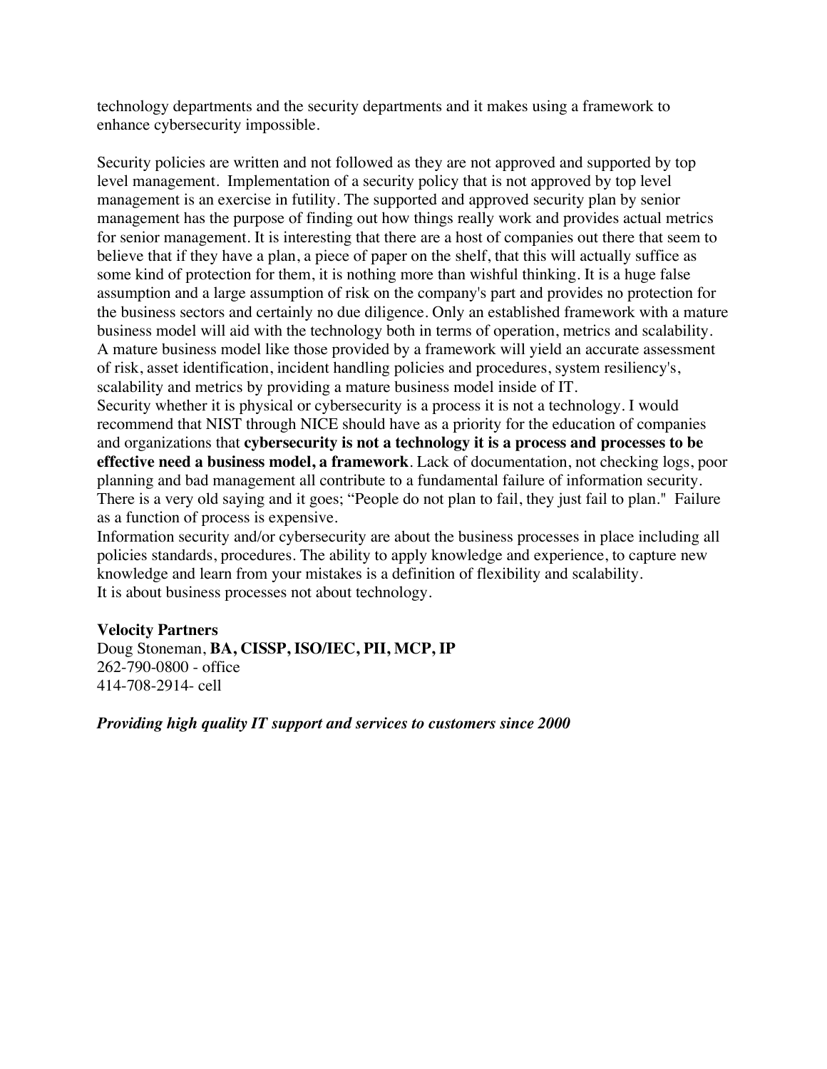technology departments and the security departments and it makes using a framework to enhance cybersecurity impossible.

Security policies are written and not followed as they are not approved and supported by top level management. Implementation of a security policy that is not approved by top level management is an exercise in futility. The supported and approved security plan by senior management has the purpose of finding out how things really work and provides actual metrics for senior management. It is interesting that there are a host of companies out there that seem to believe that if they have a plan, a piece of paper on the shelf, that this will actually suffice as some kind of protection for them, it is nothing more than wishful thinking. It is a huge false assumption and a large assumption of risk on the company's part and provides no protection for the business sectors and certainly no due diligence. Only an established framework with a mature business model will aid with the technology both in terms of operation, metrics and scalability. A mature business model like those provided by a framework will yield an accurate assessment of risk, asset identification, incident handling policies and procedures, system resiliency's, scalability and metrics by providing a mature business model inside of IT.

Security whether it is physical or cybersecurity is a process it is not a technology. I would recommend that NIST through NICE should have as a priority for the education of companies and organizations that **cybersecurity is not a technology it is a process and processes to be effective need a business model, a framework**. Lack of documentation, not checking logs, poor planning and bad management all contribute to a fundamental failure of information security. There is a very old saying and it goes; "People do not plan to fail, they just fail to plan." Failure as a function of process is expensive.

Information security and/or cybersecurity are about the business processes in place including all policies standards, procedures. The ability to apply knowledge and experience, to capture new knowledge and learn from your mistakes is a definition of flexibility and scalability.

It is about business processes not about technology.

**Velocity Partners**
Doug Stoneman, **BA, CISSP, ISO/IEC, PII, MCP, IP**
262-790-0800 - office
414-708-2914- cell

***Providing high quality IT support and services to customers since 2000***